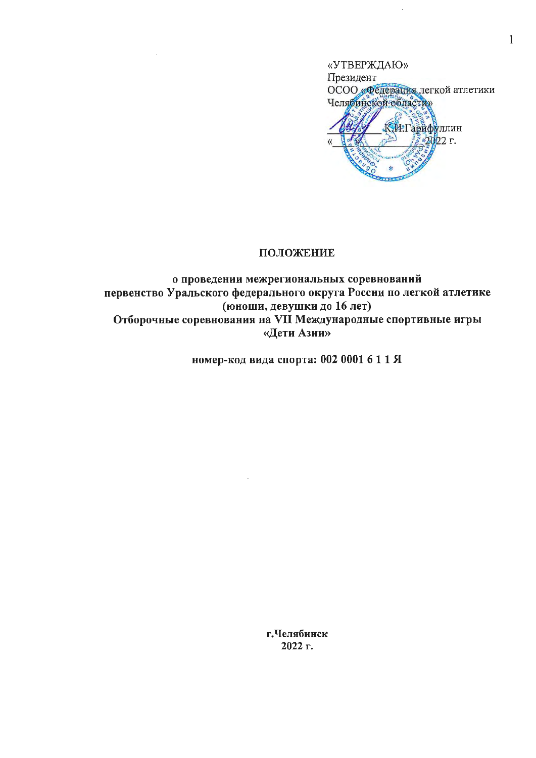«УТВЕРЖДАЮ»
Президент
ОСОО «Федерация легкой атлетики Челябинской области»

__________ К.И.Гарифуллин
«___» ______________ 2022 г.

# ПОЛОЖЕНИЕ

**о проведении межрегиональных соревнований
первенство Уральского федерального округа России по легкой атлетике
(юноши, девушки до 16 лет)
Отборочные соревнования на VII Международные спортивные игры
«Дети Азии»**

**номер-код вида спорта: 002 0001 6 1 1 Я**

**г.Челябинск
2022 г.**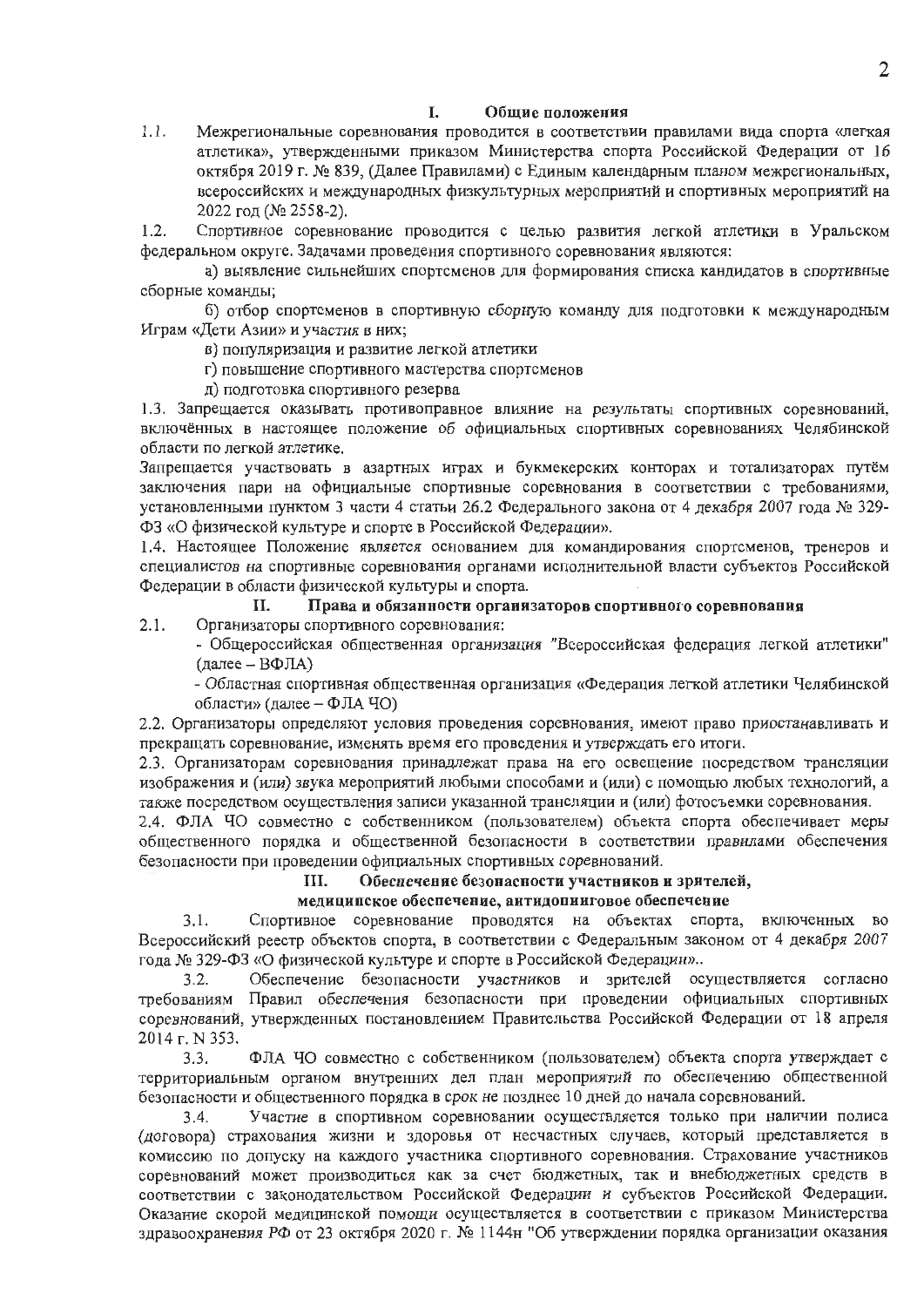## I. Общие положения

1.1. Межрегиональные соревнования проводится в соответствии правилами вида спорта «легкая атлетика», утвержденными приказом Министерства спорта Российской Федерации от 16 октября 2019 г. № 839, (Далее Правилами) с Единым календарным планом межрегиональных, всероссийских и международных физкультурных мероприятий и спортивных мероприятий на 2022 год (№ 2558-2).

1.2. Спортивное соревнование проводится с целью развития легкой атлетики в Уральском федеральном округе. Задачами проведения спортивного соревнования являются:

а) выявление сильнейших спортсменов для формирования списка кандидатов в спортивные сборные команды;

б) отбор спортсменов в спортивную сборную команду для подготовки к международным Играм «Дети Азии» и участия в них;

в) популяризация и развитие легкой атлетики

г) повышение спортивного мастерства спортсменов

д) подготовка спортивного резерва

1.3. Запрещается оказывать противоправное влияние на результаты спортивных соревнований, включённых в настоящее положение об официальных спортивных соревнованиях Челябинской области по легкой атлетике.

Запрещается участвовать в азартных играх и букмекерских конторах и тотализаторах путём заключения пари на официальные спортивные соревнования в соответствии с требованиями, установленными пунктом 3 части 4 статьи 26.2 Федерального закона от 4 декабря 2007 года № 329-ФЗ «О физической культуре и спорте в Российской Федерации».

1.4. Настоящее Положение является основанием для командирования спортсменов, тренеров и специалистов на спортивные соревнования органами исполнительной власти субъектов Российской Федерации в области физической культуры и спорта.

## II. Права и обязанности организаторов спортивного соревнования

2.1. Организаторы спортивного соревнования:

- Общероссийская общественная организация "Всероссийская федерация легкой атлетики" (далее – ВФЛА)
- Областная спортивная общественная организация «Федерация легкой атлетики Челябинской области» (далее – ФЛА ЧО)

2.2. Организаторы определяют условия проведения соревнования, имеют право приостанавливать и прекращать соревнование, изменять время его проведения и утверждать его итоги.

2.3. Организаторам соревнования принадлежат права на его освещение посредством трансляции изображения и (или) звука мероприятий любыми способами и (или) с помощью любых технологий, а также посредством осуществления записи указанной трансляции и (или) фотосъемки соревнования.

2.4. ФЛА ЧО совместно с собственником (пользователем) объекта спорта обеспечивает меры общественного порядка и общественной безопасности в соответствии правилами обеспечения безопасности при проведении официальных спортивных соревнований.

## III. Обеспечение безопасности участников и зрителей, медицинское обеспечение, антидопинговое обеспечение

3.1. Спортивное соревнование проводятся на объектах спорта, включенных во Всероссийский реестр объектов спорта, в соответствии с Федеральным законом от 4 декабря 2007 года № 329-ФЗ «О физической культуре и спорте в Российской Федерации»..

3.2. Обеспечение безопасности участников и зрителей осуществляется согласно требованиям Правил обеспечения безопасности при проведении официальных спортивных соревнований, утвержденных постановлением Правительства Российской Федерации от 18 апреля 2014 г. N 353.

3.3. ФЛА ЧО совместно с собственником (пользователем) объекта спорта утверждает с территориальным органом внутренних дел план мероприятий по обеспечению общественной безопасности и общественного порядка в срок не позднее 10 дней до начала соревнований.

3.4. Участие в спортивном соревновании осуществляется только при наличии полиса (договора) страхования жизни и здоровья от несчастных случаев, который представляется в комиссию по допуску на каждого участника спортивного соревнования. Страхование участников соревнований может производиться как за счет бюджетных, так и внебюджетных средств в соответствии с законодательством Российской Федерации и субъектов Российской Федерации. Оказание скорой медицинской помощи осуществляется в соответствии с приказом Министерства здравоохранения РФ от 23 октября 2020 г. № 1144н "Об утверждении порядка организации оказания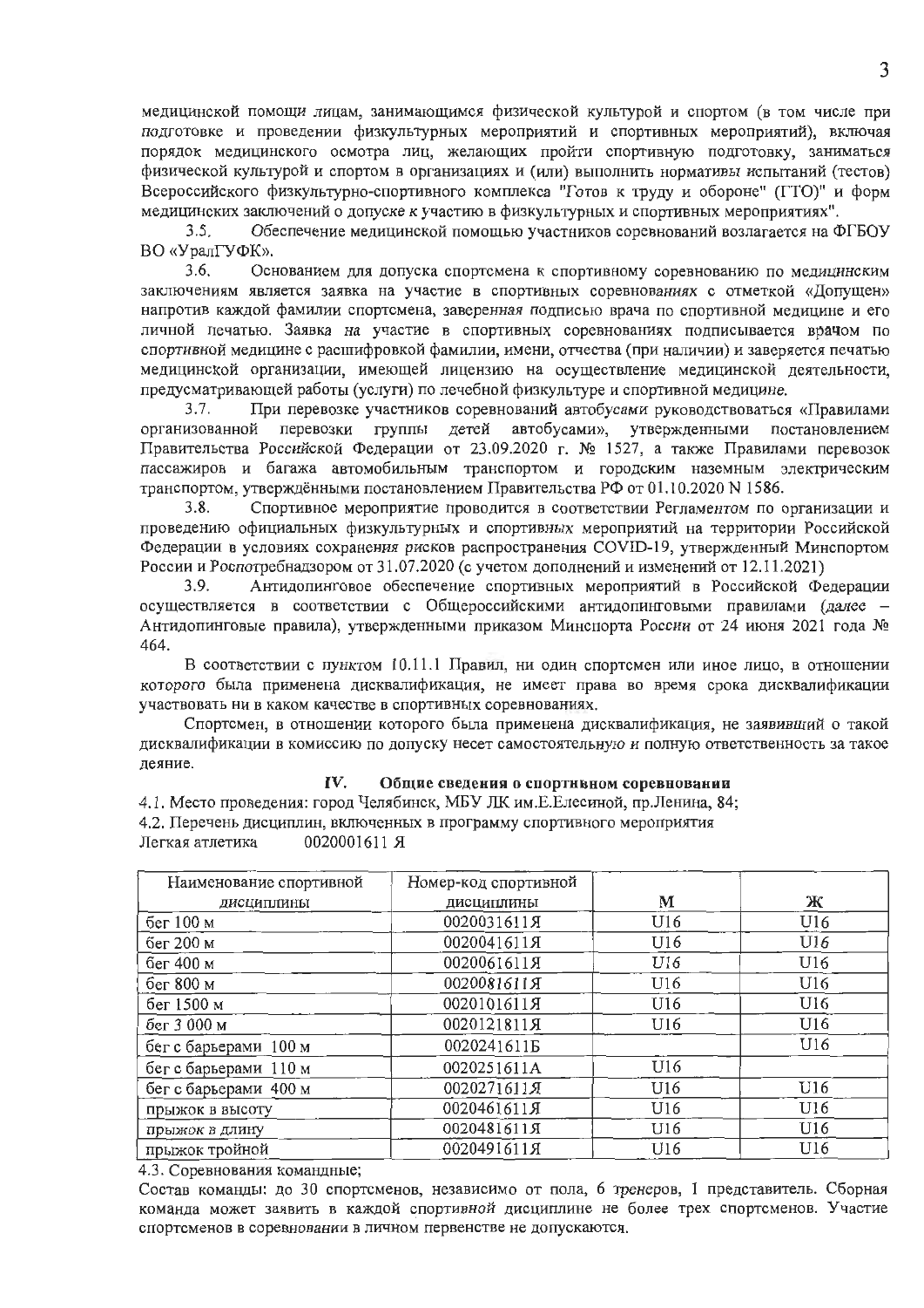медицинской помощи лицам, занимающимся физической культурой и спортом (в том числе при подготовке и проведении физкультурных мероприятий и спортивных мероприятий), включая порядок медицинского осмотра лиц, желающих пройти спортивную подготовку, заниматься физической культурой и спортом в организациях и (или) выполнить нормативы испытаний (тестов) Всероссийского физкультурно-спортивного комплекса "Готов к труду и обороне" (ГТО)" и форм медицинских заключений о допуске к участию в физкультурных и спортивных мероприятиях".

3.5. Обеспечение медицинской помощью участников соревнований возлагается на ФГБОУ ВО «УралГУФК».

3.6. Основанием для допуска спортсмена к спортивному соревнованию по медицинским заключениям является заявка на участие в спортивных соревнованиях с отметкой «Допущен» напротив каждой фамилии спортсмена, заверенная подписью врача по спортивной медицине и его личной печатью. Заявка на участие в спортивных соревнованиях подписывается врачом по спортивной медицине с расшифровкой фамилии, имени, отчества (при наличии) и заверяется печатью медицинской организации, имеющей лицензию на осуществление медицинской деятельности, предусматривающей работы (услуги) по лечебной физкультуре и спортивной медицине.

3.7. При перевозке участников соревнований автобусами руководствоваться «Правилами организованной перевозки группы детей автобусами», утвержденными постановлением Правительства Российской Федерации от 23.09.2020 г. № 1527, а также Правилами перевозок пассажиров и багажа автомобильным транспортом и городским наземным электрическим транспортом, утверждёнными постановлением Правительства РФ от 01.10.2020 N 1586.

3.8. Спортивное мероприятие проводится в соответствии Регламентом по организации и проведению официальных физкультурных и спортивных мероприятий на территории Российской Федерации в условиях сохранения рисков распространения COVID-19, утвержденный Минспортом России и Роспотребнадзором от 31.07.2020 (с учетом дополнений и изменений от 12.11.2021)

3.9. Антидопинговое обеспечение спортивных мероприятий в Российской Федерации осуществляется в соответствии с Общероссийскими антидопинговыми правилами (далее – Антидопинговые правила), утвержденными приказом Минспорта России от 24 июня 2021 года № 464.

В соответствии с пунктом 10.11.1 Правил, ни один спортсмен или иное лицо, в отношении которого была применена дисквалификация, не имеет права во время срока дисквалификации участвовать ни в каком качестве в спортивных соревнованиях.

Спортсмен, в отношении которого была применена дисквалификация, не заявивший о такой дисквалификации в комиссию по допуску несет самостоятельную и полную ответственность за такое деяние.

## IV. Общие сведения о спортивном соревновании

4.1. Место проведения: город Челябинск, МБУ ЛК им.Е.Елесиной, пр.Ленина, 84;

4.2. Перечень дисциплин, включенных в программу спортивного мероприятия

Легкая атлетика 0020001611 Я

| Наименование спортивной дисциплины | Номер-код спортивной дисциплины | М | Ж |
|---|---|---|---|
| бег 100 м | 0020031611Я | U16 | U16 |
| бег 200 м | 0020041611Я | U16 | U16 |
| бег 400 м | 0020061611Я | U16 | U16 |
| бег 800 м | 0020081611Я | U16 | U16 |
| бег 1500 м | 0020101611Я | U16 | U16 |
| бег 3 000 м | 0020121811Я | U16 | U16 |
| бег с барьерами 100 м | 0020241611Б | | U16 |
| бег с барьерами 110 м | 0020251611А | U16 | |
| бег с барьерами 400 м | 0020271611Я | U16 | U16 |
| прыжок в высоту | 0020461611Я | U16 | U16 |
| прыжок в длину | 0020481611Я | U16 | U16 |
| прыжок тройной | 0020491611Я | U16 | U16 |

4.3. Соревнования командные;

Состав команды: до 30 спортсменов, независимо от пола, 6 тренеров, 1 представитель. Сборная команда может заявить в каждой спортивной дисциплине не более трех спортсменов. Участие спортсменов в соревновании в личном первенстве не допускаются.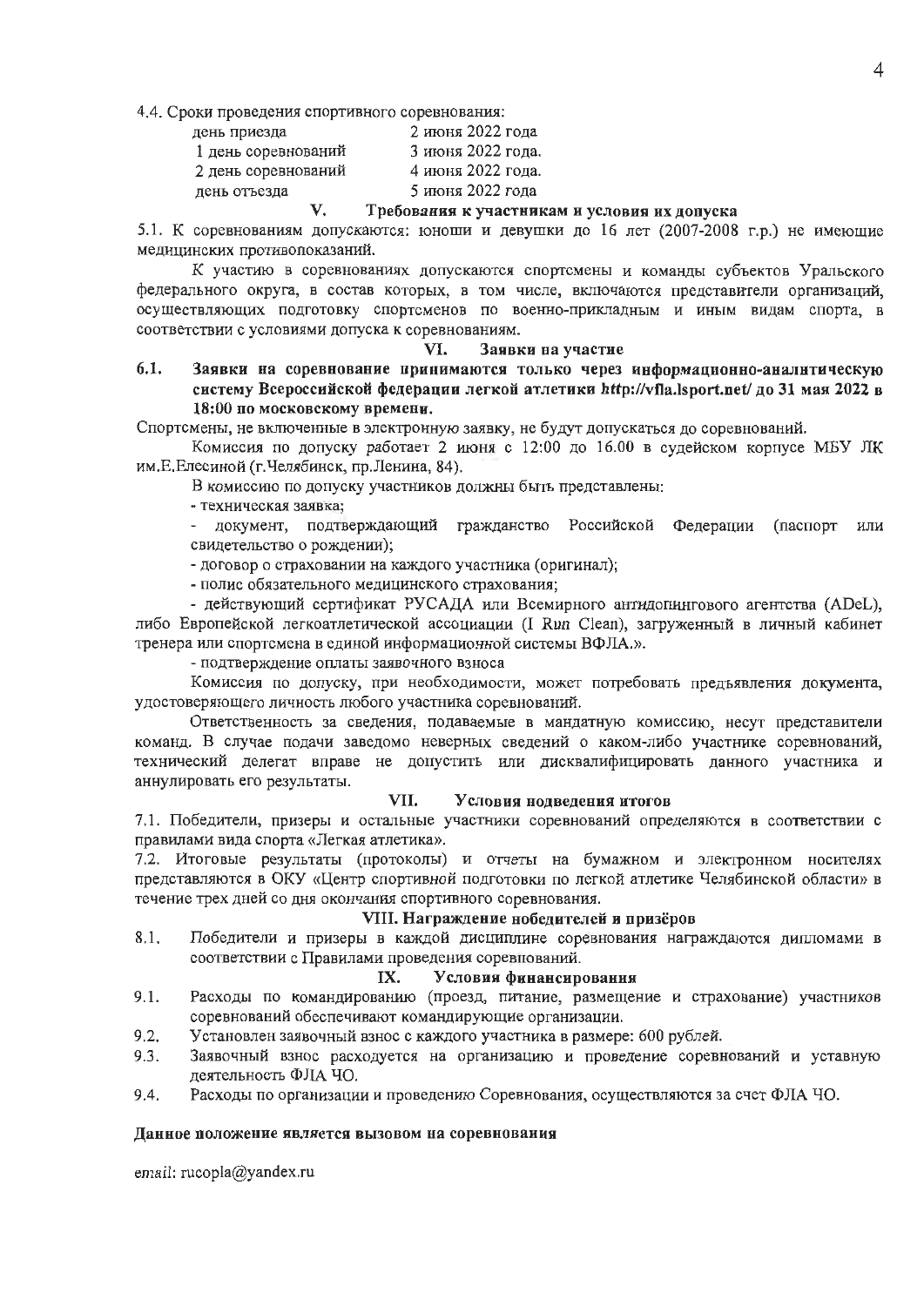4.4. Сроки проведения спортивного соревнования:

| | |
|---|---|
| день приезда | 2 июня 2022 года |
| 1 день соревнований | 3 июня 2022 года. |
| 2 день соревнований | 4 июня 2022 года. |
| день отъезда | 5 июня 2022 года |

## V. Требования к участникам и условия их допуска

5.1. К соревнованиям допускаются: юноши и девушки до 16 лет (2007-2008 г.р.) не имеющие медицинских противопоказаний.

К участию в соревнованиях допускаются спортсмены и команды субъектов Уральского федерального округа, в состав которых, в том числе, включаются представители организаций, осуществляющих подготовку спортсменов по военно-прикладным и иным видам спорта, в соответствии с условиями допуска к соревнованиям.

## VI. Заявки на участие

**6.1. Заявки на соревнование принимаются только через информационно-аналитическую систему Всероссийской федерации легкой атлетики http://vfla.lsport.net/ до 31 мая 2022 в 18:00 по московскому времени.**

Спортсмены, не включенные в электронную заявку, не будут допускаться до соревнований.

Комиссия по допуску работает 2 июня с 12:00 до 16.00 в судейском корпусе МБУ ЛК им.Е.Елесиной (г.Челябинск, пр.Ленина, 84).

В комиссию по допуску участников должны быть представлены:

- техническая заявка;
- документ, подтверждающий гражданство Российской Федерации (паспорт или свидетельство о рождении);
- договор о страховании на каждого участника (оригинал);
- полис обязательного медицинского страхования;
- действующий сертификат РУСАДА или Всемирного антидопингового агентства (ADeL), либо Европейской легкоатлетической ассоциации (I Run Clean), загруженный в личный кабинет тренера или спортсмена в единой информационной системы ВФЛА.».
- подтверждение оплаты заявочного взноса

Комиссия по допуску, при необходимости, может потребовать предъявления документа, удостоверяющего личность любого участника соревнований.

Ответственность за сведения, подаваемые в мандатную комиссию, несут представители команд. В случае подачи заведомо неверных сведений о каком-либо участнике соревнований, технический делегат вправе не допустить или дисквалифицировать данного участника и аннулировать его результаты.

## VII. Условия подведения итогов

7.1. Победители, призеры и остальные участники соревнований определяются в соответствии с правилами вида спорта «Легкая атлетика».

7.2. Итоговые результаты (протоколы) и отчеты на бумажном и электронном носителях представляются в ОКУ «Центр спортивной подготовки по легкой атлетике Челябинской области» в течение трех дней со дня окончания спортивного соревнования.

## VIII. Награждение победителей и призёров

8.1. Победители и призеры в каждой дисциплине соревнования награждаются дипломами в соответствии с Правилами проведения соревнований.

## IX. Условия финансирования

9.1. Расходы по командированию (проезд, питание, размещение и страхование) участников соревнований обеспечивают командирующие организации.

9.2. Установлен заявочный взнос с каждого участника в размере: 600 рублей.

9.3. Заявочный взнос расходуется на организацию и проведение соревнований и уставную деятельность ФЛА ЧО.

9.4. Расходы по организации и проведению Соревнования, осуществляются за счет ФЛА ЧО.

**Данное положение является вызовом на соревнования**

email: rucopla@yandex.ru